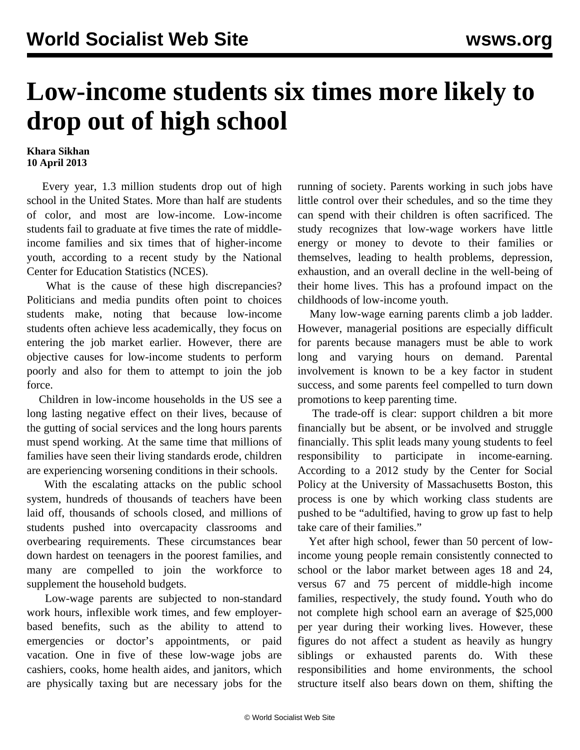# Low-income students six times more likely to drop out of high school

**Khara Sikhan**
**10 April 2013**

Every year, 1.3 million students drop out of high school in the United States. More than half are students of color, and most are low-income. Low-income students fail to graduate at five times the rate of middle-income families and six times that of higher-income youth, according to a recent study by the National Center for Education Statistics (NCES).

What is the cause of these high discrepancies? Politicians and media pundits often point to choices students make, noting that because low-income students often achieve less academically, they focus on entering the job market earlier. However, there are objective causes for low-income students to perform poorly and also for them to attempt to join the job force.

Children in low-income households in the US see a long lasting negative effect on their lives, because of the gutting of social services and the long hours parents must spend working. At the same time that millions of families have seen their living standards erode, children are experiencing worsening conditions in their schools.

With the escalating attacks on the public school system, hundreds of thousands of teachers have been laid off, thousands of schools closed, and millions of students pushed into overcapacity classrooms and overbearing requirements. These circumstances bear down hardest on teenagers in the poorest families, and many are compelled to join the workforce to supplement the household budgets.

Low-wage parents are subjected to non-standard work hours, inflexible work times, and few employer-based benefits, such as the ability to attend to emergencies or doctor's appointments, or paid vacation. One in five of these low-wage jobs are cashiers, cooks, home health aides, and janitors, which are physically taxing but are necessary jobs for the running of society. Parents working in such jobs have little control over their schedules, and so the time they can spend with their children is often sacrificed. The study recognizes that low-wage workers have little energy or money to devote to their families or themselves, leading to health problems, depression, exhaustion, and an overall decline in the well-being of their home lives. This has a profound impact on the childhoods of low-income youth.

Many low-wage earning parents climb a job ladder. However, managerial positions are especially difficult for parents because managers must be able to work long and varying hours on demand. Parental involvement is known to be a key factor in student success, and some parents feel compelled to turn down promotions to keep parenting time.

The trade-off is clear: support children a bit more financially but be absent, or be involved and struggle financially. This split leads many young students to feel responsibility to participate in income-earning. According to a 2012 study by the Center for Social Policy at the University of Massachusetts Boston, this process is one by which working class students are pushed to be "adultified, having to grow up fast to help take care of their families."

Yet after high school, fewer than 50 percent of low-income young people remain consistently connected to school or the labor market between ages 18 and 24, versus 67 and 75 percent of middle-high income families, respectively, the study found**.** Youth who do not complete high school earn an average of $25,000 per year during their working lives. However, these figures do not affect a student as heavily as hungry siblings or exhausted parents do. With these responsibilities and home environments, the school structure itself also bears down on them, shifting the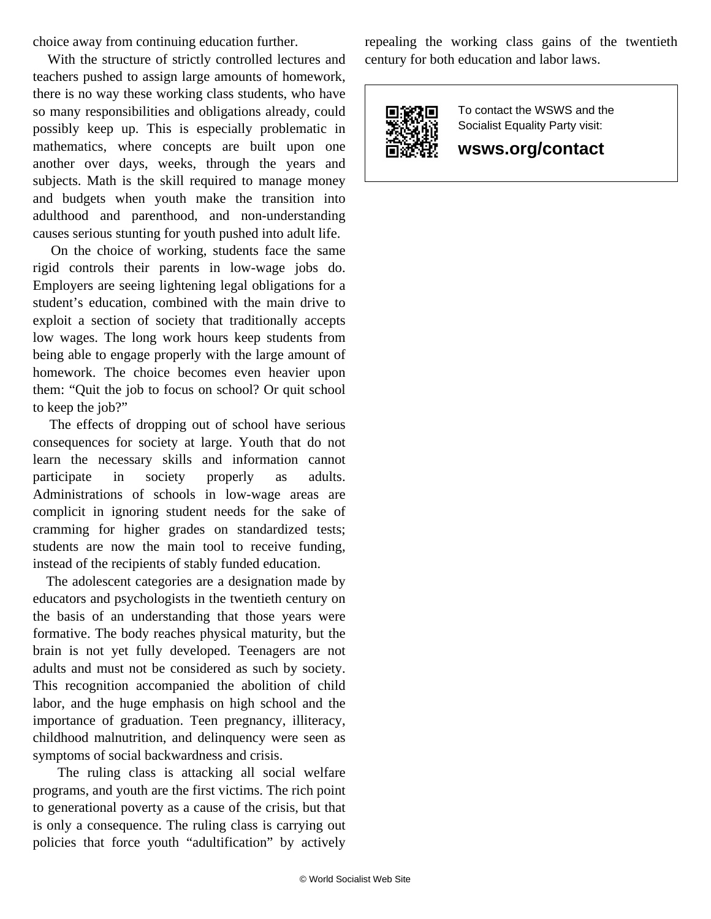choice away from continuing education further.

With the structure of strictly controlled lectures and teachers pushed to assign large amounts of homework, there is no way these working class students, who have so many responsibilities and obligations already, could possibly keep up. This is especially problematic in mathematics, where concepts are built upon one another over days, weeks, through the years and subjects. Math is the skill required to manage money and budgets when youth make the transition into adulthood and parenthood, and non-understanding causes serious stunting for youth pushed into adult life.

On the choice of working, students face the same rigid controls their parents in low-wage jobs do. Employers are seeing lightening legal obligations for a student's education, combined with the main drive to exploit a section of society that traditionally accepts low wages. The long work hours keep students from being able to engage properly with the large amount of homework. The choice becomes even heavier upon them: "Quit the job to focus on school? Or quit school to keep the job?"

The effects of dropping out of school have serious consequences for society at large. Youth that do not learn the necessary skills and information cannot participate in society properly as adults. Administrations of schools in low-wage areas are complicit in ignoring student needs for the sake of cramming for higher grades on standardized tests; students are now the main tool to receive funding, instead of the recipients of stably funded education.

The adolescent categories are a designation made by educators and psychologists in the twentieth century on the basis of an understanding that those years were formative. The body reaches physical maturity, but the brain is not yet fully developed. Teenagers are not adults and must not be considered as such by society. This recognition accompanied the abolition of child labor, and the huge emphasis on high school and the importance of graduation. Teen pregnancy, illiteracy, childhood malnutrition, and delinquency were seen as symptoms of social backwardness and crisis.

The ruling class is attacking all social welfare programs, and youth are the first victims. The rich point to generational poverty as a cause of the crisis, but that is only a consequence. The ruling class is carrying out policies that force youth "adultification" by actively repealing the working class gains of the twentieth century for both education and labor laws.

To contact the WSWS and the Socialist Equality Party visit:

**wsws.org/contact**